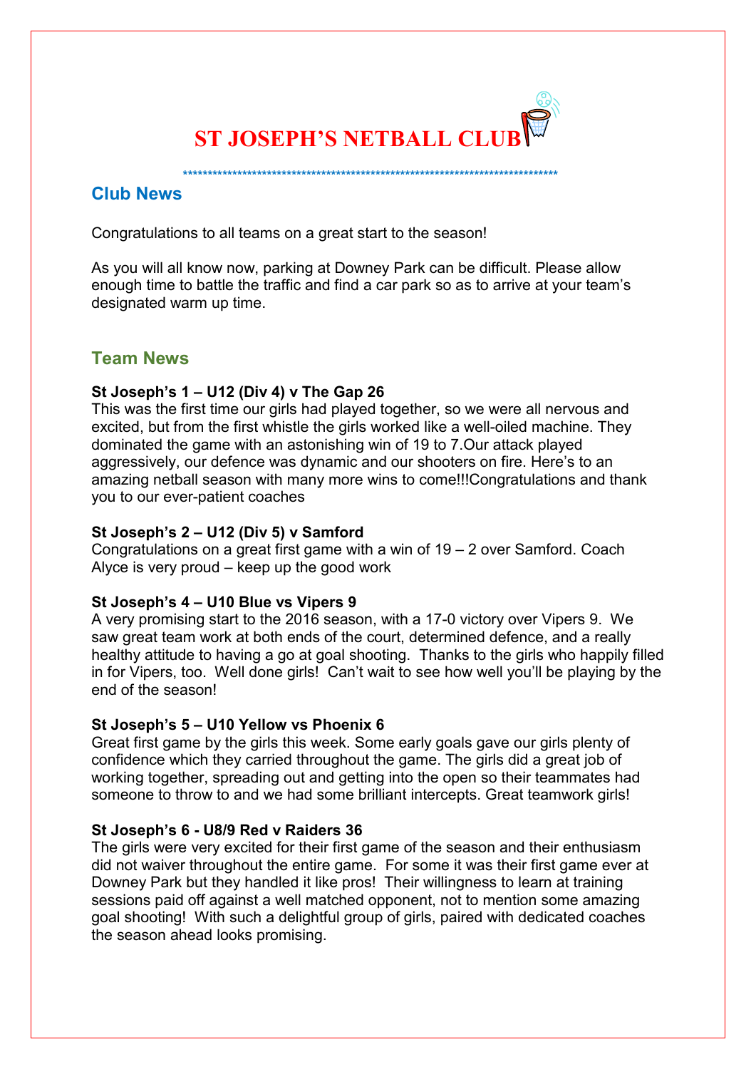# ST JOSEPH'S NETBALL CLUB

******************************************************************************

## Club News

Congratulations to all teams on a great start to the season!

As you will all know now, parking at Downey Park can be difficult. Please allow enough time to battle the traffic and find a car park so as to arrive at your team's designated warm up time.

## Team News

**St Joseph's 1 – U12 (Div 4) v The Gap 26**
This was the first time our girls had played together, so we were all nervous and excited, but from the first whistle the girls worked like a well-oiled machine. They dominated the game with an astonishing win of 19 to 7.Our attack played aggressively, our defence was dynamic and our shooters on fire. Here's to an amazing netball season with many more wins to come!!!Congratulations and thank you to our ever-patient coaches

**St Joseph's 2 – U12 (Div 5) v Samford**
Congratulations on a great first game with a win of 19 – 2 over Samford. Coach Alyce is very proud – keep up the good work

**St Joseph's 4 – U10 Blue vs Vipers 9**
A very promising start to the 2016 season, with a 17-0 victory over Vipers 9. We saw great team work at both ends of the court, determined defence, and a really healthy attitude to having a go at goal shooting. Thanks to the girls who happily filled in for Vipers, too. Well done girls! Can't wait to see how well you'll be playing by the end of the season!

**St Joseph's 5 – U10 Yellow vs Phoenix 6**
Great first game by the girls this week. Some early goals gave our girls plenty of confidence which they carried throughout the game. The girls did a great job of working together, spreading out and getting into the open so their teammates had someone to throw to and we had some brilliant intercepts. Great teamwork girls!

**St Joseph's 6 - U8/9 Red v Raiders 36**
The girls were very excited for their first game of the season and their enthusiasm did not waiver throughout the entire game. For some it was their first game ever at Downey Park but they handled it like pros! Their willingness to learn at training sessions paid off against a well matched opponent, not to mention some amazing goal shooting! With such a delightful group of girls, paired with dedicated coaches the season ahead looks promising.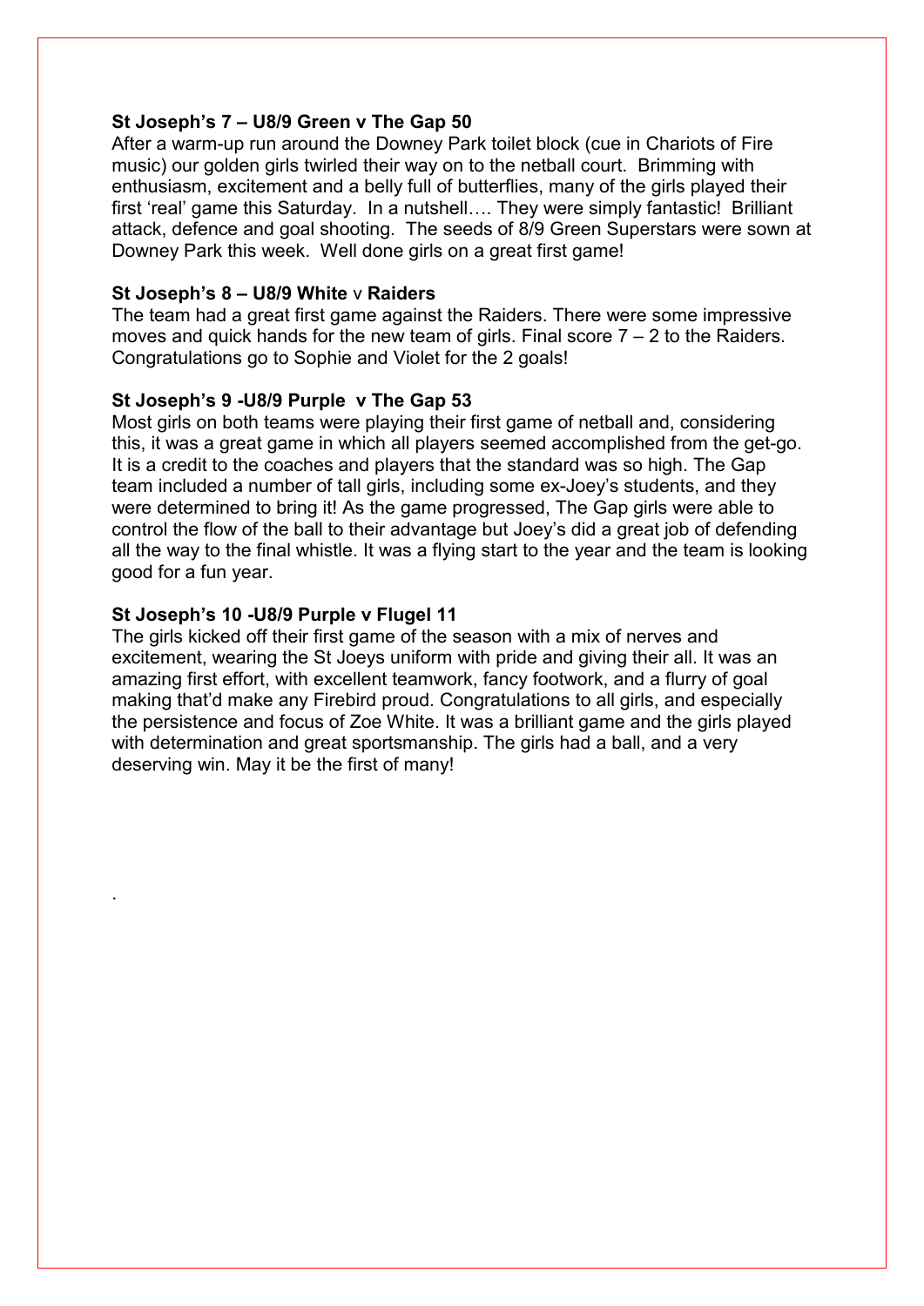**St Joseph's 7 – U8/9 Green v The Gap 50**

After a warm-up run around the Downey Park toilet block (cue in Chariots of Fire music) our golden girls twirled their way on to the netball court. Brimming with enthusiasm, excitement and a belly full of butterflies, many of the girls played their first 'real' game this Saturday. In a nutshell…. They were simply fantastic! Brilliant attack, defence and goal shooting. The seeds of 8/9 Green Superstars were sown at Downey Park this week. Well done girls on a great first game!

**St Joseph's 8 – U8/9 White** v **Raiders**

The team had a great first game against the Raiders. There were some impressive moves and quick hands for the new team of girls. Final score 7 – 2 to the Raiders. Congratulations go to Sophie and Violet for the 2 goals!

**St Joseph's 9 -U8/9 Purple v The Gap 53**

Most girls on both teams were playing their first game of netball and, considering this, it was a great game in which all players seemed accomplished from the get-go. It is a credit to the coaches and players that the standard was so high. The Gap team included a number of tall girls, including some ex-Joey's students, and they were determined to bring it! As the game progressed, The Gap girls were able to control the flow of the ball to their advantage but Joey's did a great job of defending all the way to the final whistle. It was a flying start to the year and the team is looking good for a fun year.

**St Joseph's 10 -U8/9 Purple v Flugel 11**

The girls kicked off their first game of the season with a mix of nerves and excitement, wearing the St Joeys uniform with pride and giving their all. It was an amazing first effort, with excellent teamwork, fancy footwork, and a flurry of goal making that'd make any Firebird proud. Congratulations to all girls, and especially the persistence and focus of Zoe White. It was a brilliant game and the girls played with determination and great sportsmanship. The girls had a ball, and a very deserving win. May it be the first of many!

.